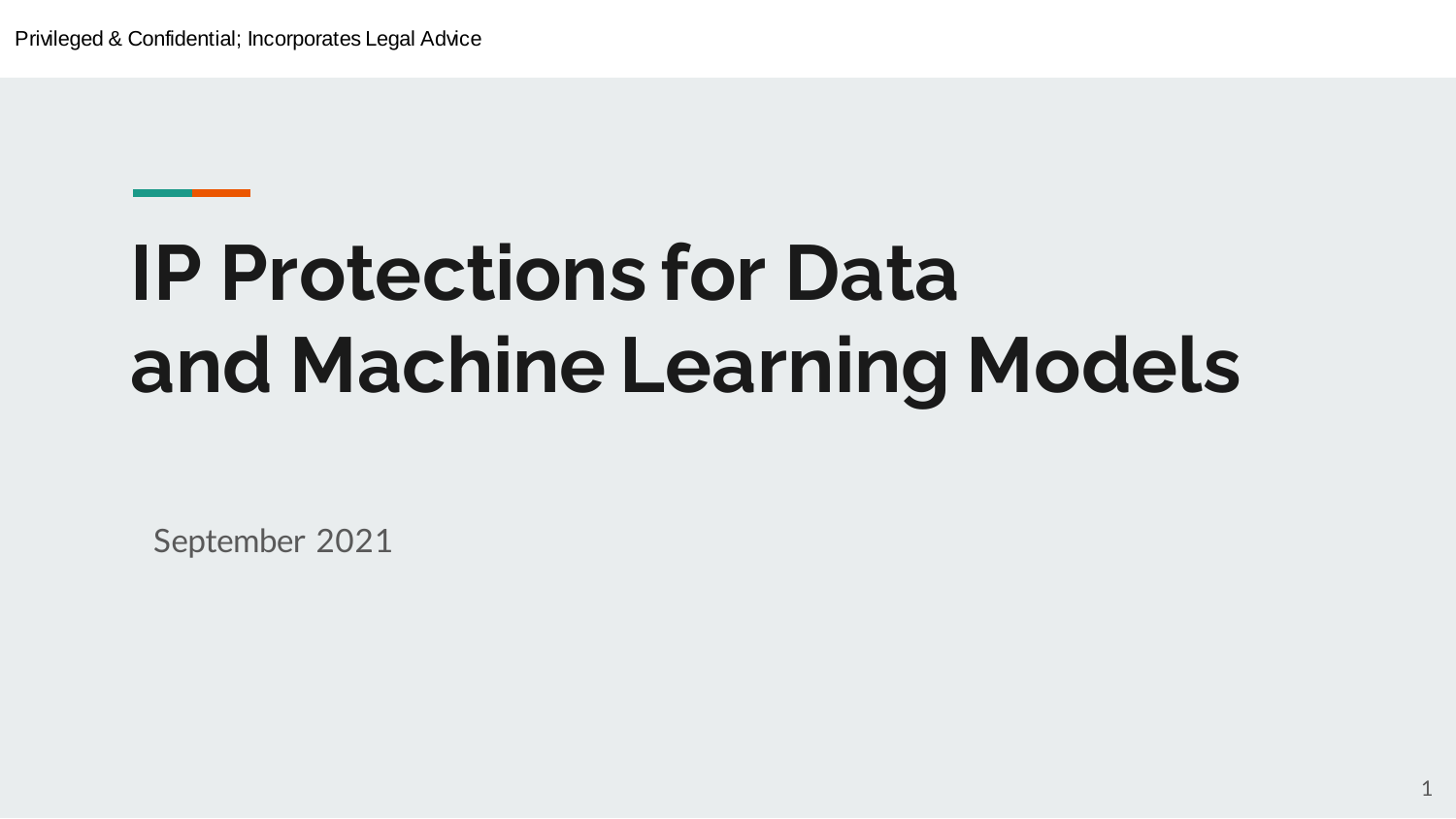Privileged & Confidential; Incorporates Legal Advice

# IP Protections for Data and Machine Learning Models

September 2021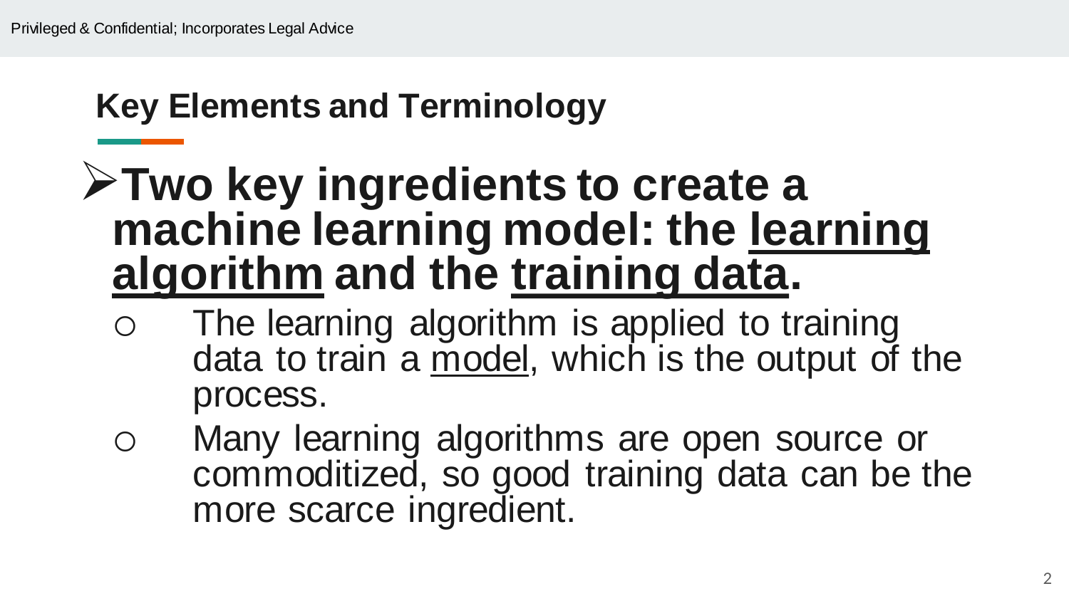## Key Elements and Terminology

- **Two key ingredients to create a machine learning model: the <u>learning algorithm</u> and the <u>training data</u>.**
  - The learning algorithm is applied to training data to train a <u>model</u>, which is the output of the process.
  - Many learning algorithms are open source or commoditized, so good training data can be the more scarce ingredient.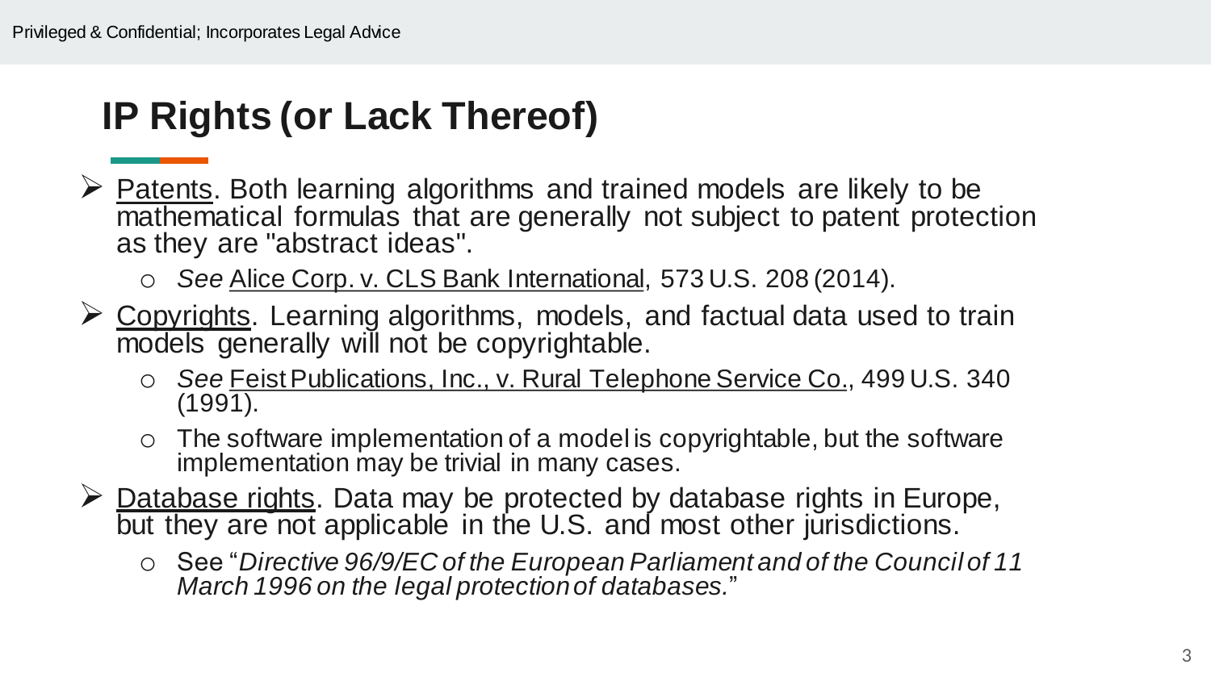# IP Rights (or Lack Thereof)

- Patents. Both learning algorithms and trained models are likely to be mathematical formulas that are generally not subject to patent protection as they are "abstract ideas".
  - *See* Alice Corp. v. CLS Bank International, 573 U.S. 208 (2014).
- Copyrights. Learning algorithms, models, and factual data used to train models generally will not be copyrightable.
  - *See* Feist Publications, Inc., v. Rural Telephone Service Co., 499 U.S. 340 (1991).
  - The software implementation of a model is copyrightable, but the software implementation may be trivial in many cases.
- Database rights. Data may be protected by database rights in Europe, but they are not applicable in the U.S. and most other jurisdictions.
  - See "*Directive 96/9/EC of the European Parliament and of the Council of 11 March 1996 on the legal protection of databases.*"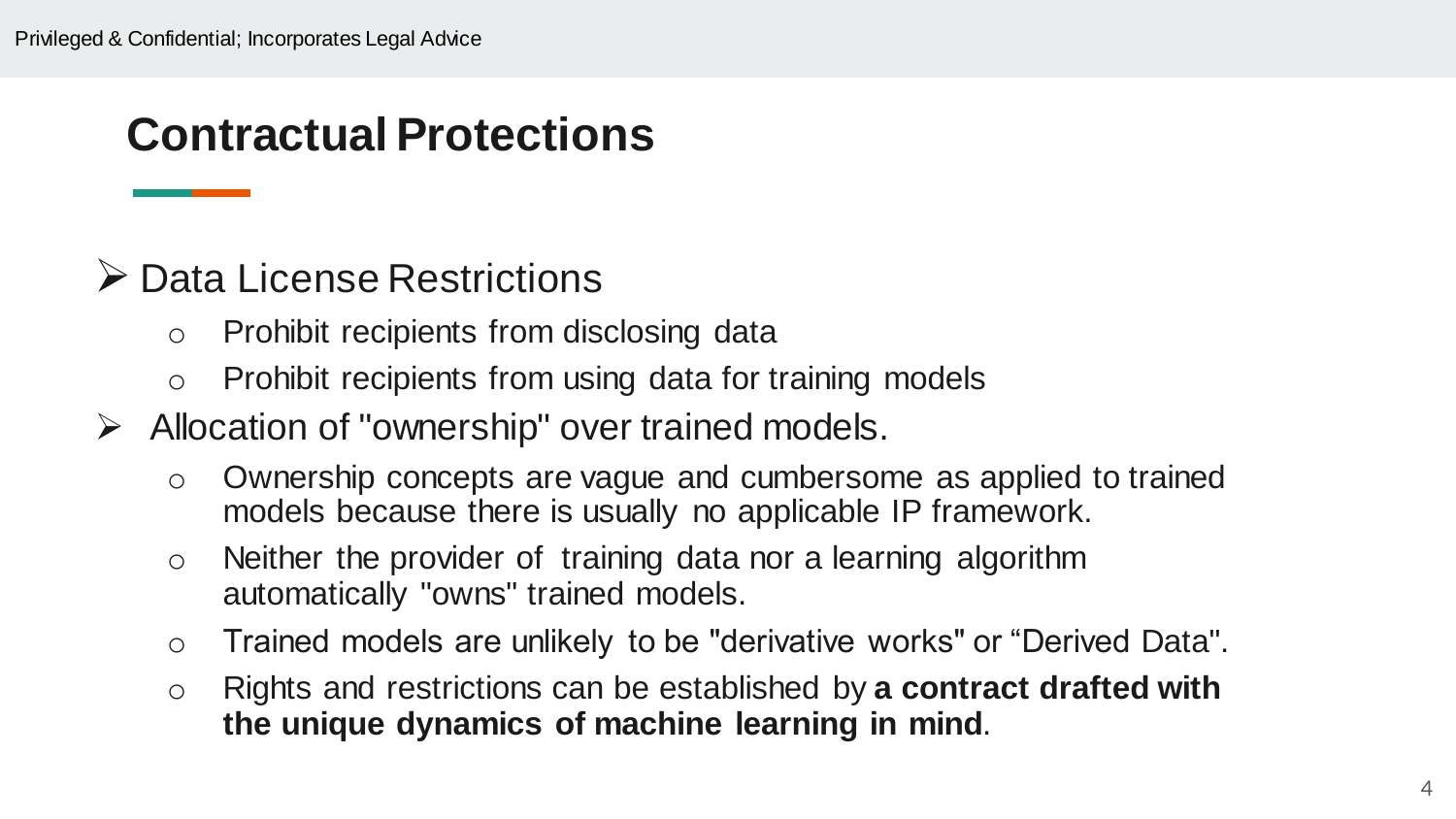# Contractual Protections

- Data License Restrictions
  - Prohibit recipients from disclosing data
  - Prohibit recipients from using data for training models
- Allocation of "ownership" over trained models.
  - Ownership concepts are vague and cumbersome as applied to trained models because there is usually no applicable IP framework.
  - Neither the provider of training data nor a learning algorithm automatically "owns" trained models.
  - Trained models are unlikely to be "derivative works" or “Derived Data".
  - Rights and restrictions can be established by **a contract drafted with the unique dynamics of machine learning in mind**.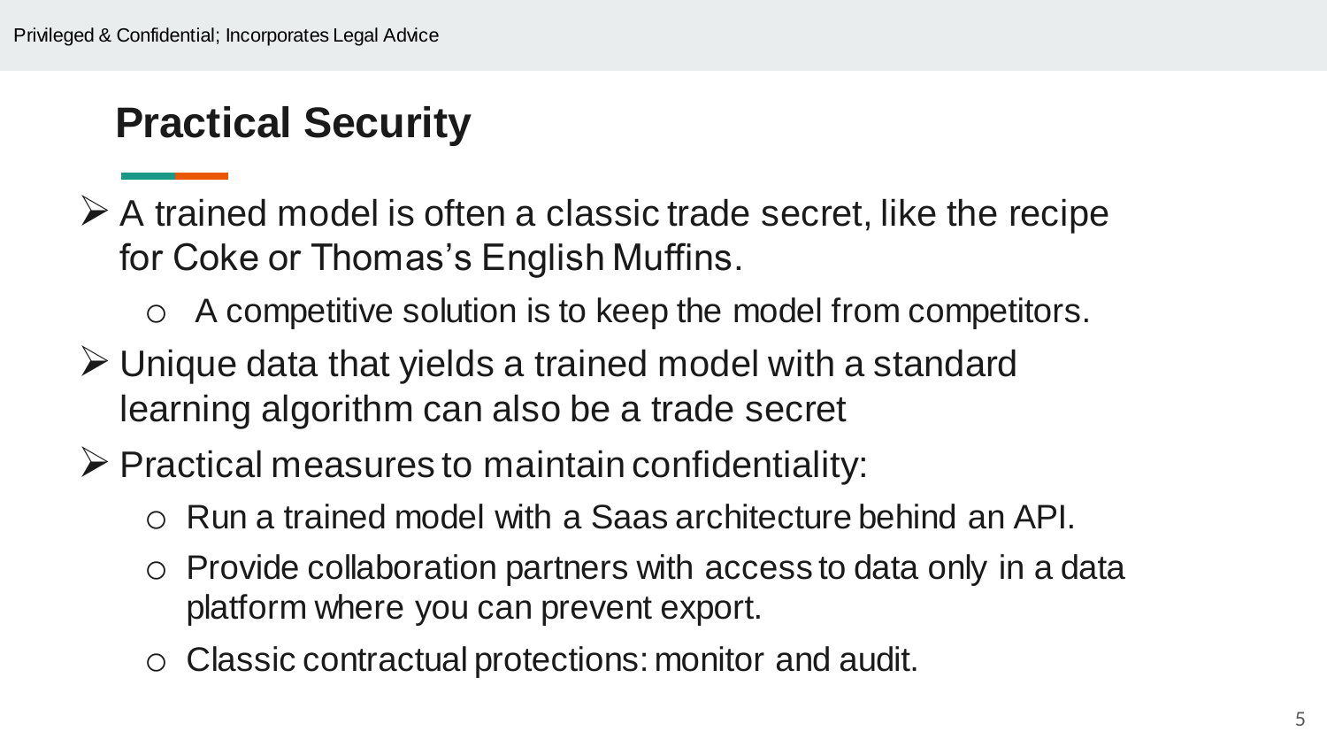# Practical Security

- A trained model is often a classic trade secret, like the recipe for Coke or Thomas's English Muffins.
  - A competitive solution is to keep the model from competitors.
- Unique data that yields a trained model with a standard learning algorithm can also be a trade secret
- Practical measures to maintain confidentiality:
  - Run a trained model with a Saas architecture behind an API.
  - Provide collaboration partners with access to data only in a data platform where you can prevent export.
  - Classic contractual protections: monitor and audit.